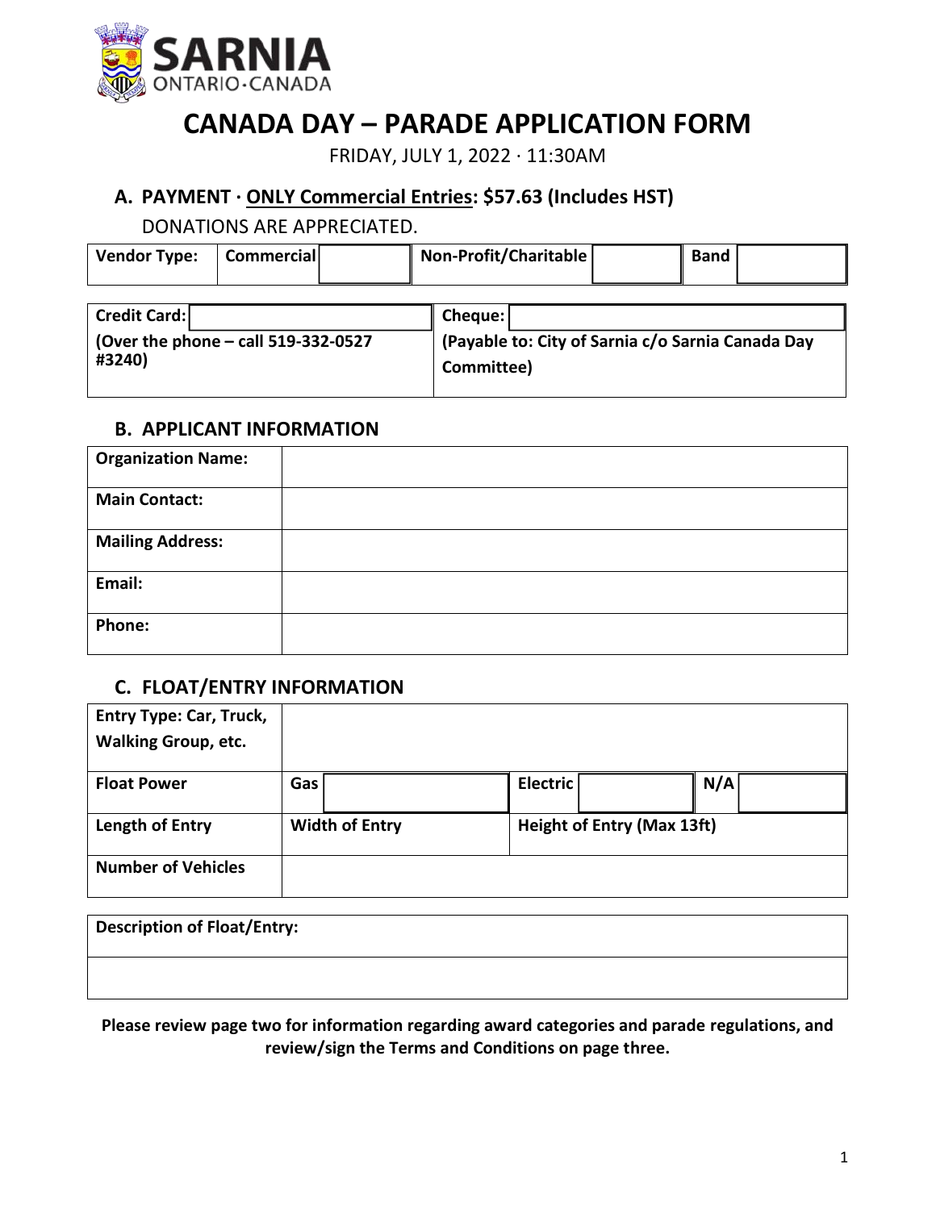SARNIA
ONTARIO·CANADA

# CANADA DAY – PARADE APPLICATION FORM

FRIDAY, JULY 1, 2022 · 11:30AM

## A. PAYMENT · ONLY Commercial Entries: $57.63 (Includes HST)

DONATIONS ARE APPRECIATED.

| **Vendor Type:** | **Commercial** | | **Non-Profit/Charitable** | | **Band** | |
|---|---|---|---|---|---|---|

| **Credit Card:** | | **Cheque:** | |
|---|---|---|---|
| **(Over the phone – call 519-332-0527 #3240)** | | **(Payable to: City of Sarnia c/o Sarnia Canada Day Committee)** | |

## B. APPLICANT INFORMATION

| **Organization Name:** | |
|---|---|
| **Main Contact:** | |
| **Mailing Address:** | |
| **Email:** | |
| **Phone:** | |

## C. FLOAT/ENTRY INFORMATION

| **Entry Type: Car, Truck, Walking Group, etc.** | | | | | | |
|---|---|---|---|---|---|---|
| **Float Power** | **Gas** | | **Electric** | | **N/A** | |
| **Length of Entry** | **Width of Entry** | | **Height of Entry (Max 13ft)** | | | |
| **Number of Vehicles** | | | | | | |

| **Description of Float/Entry:** |
|---|
| |

**Please review page two for information regarding award categories and parade regulations, and review/sign the Terms and Conditions on page three.**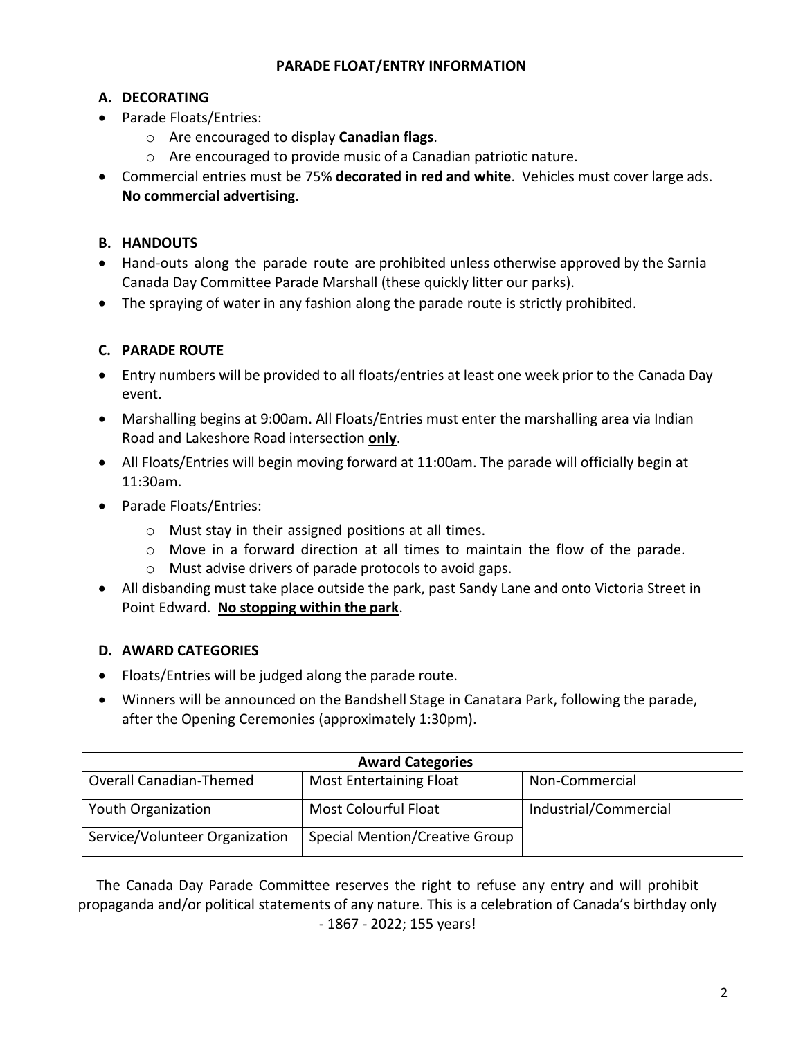## PARADE FLOAT/ENTRY INFORMATION

### A. DECORATING

- Parade Floats/Entries:
  - Are encouraged to display **Canadian flags**.
  - Are encouraged to provide music of a Canadian patriotic nature.
- Commercial entries must be 75% **decorated in red and white**. Vehicles must cover large ads. **No commercial advertising**.

### B. HANDOUTS

- Hand-outs along the parade route are prohibited unless otherwise approved by the Sarnia Canada Day Committee Parade Marshall (these quickly litter our parks).
- The spraying of water in any fashion along the parade route is strictly prohibited.

### C. PARADE ROUTE

- Entry numbers will be provided to all floats/entries at least one week prior to the Canada Day event.
- Marshalling begins at 9:00am. All Floats/Entries must enter the marshalling area via Indian Road and Lakeshore Road intersection **only**.
- All Floats/Entries will begin moving forward at 11:00am. The parade will officially begin at 11:30am.
- Parade Floats/Entries:
  - Must stay in their assigned positions at all times.
  - Move in a forward direction at all times to maintain the flow of the parade.
  - Must advise drivers of parade protocols to avoid gaps.
- All disbanding must take place outside the park, past Sandy Lane and onto Victoria Street in Point Edward. **No stopping within the park**.

### D. AWARD CATEGORIES

- Floats/Entries will be judged along the parade route.
- Winners will be announced on the Bandshell Stage in Canatara Park, following the parade, after the Opening Ceremonies (approximately 1:30pm).

| Award Categories | | |
|---|---|---|
| Overall Canadian-Themed | Most Entertaining Float | Non-Commercial |
| Youth Organization | Most Colourful Float | Industrial/Commercial |
| Service/Volunteer Organization | Special Mention/Creative Group | |

The Canada Day Parade Committee reserves the right to refuse any entry and will prohibit propaganda and/or political statements of any nature. This is a celebration of Canada's birthday only - 1867 - 2022; 155 years!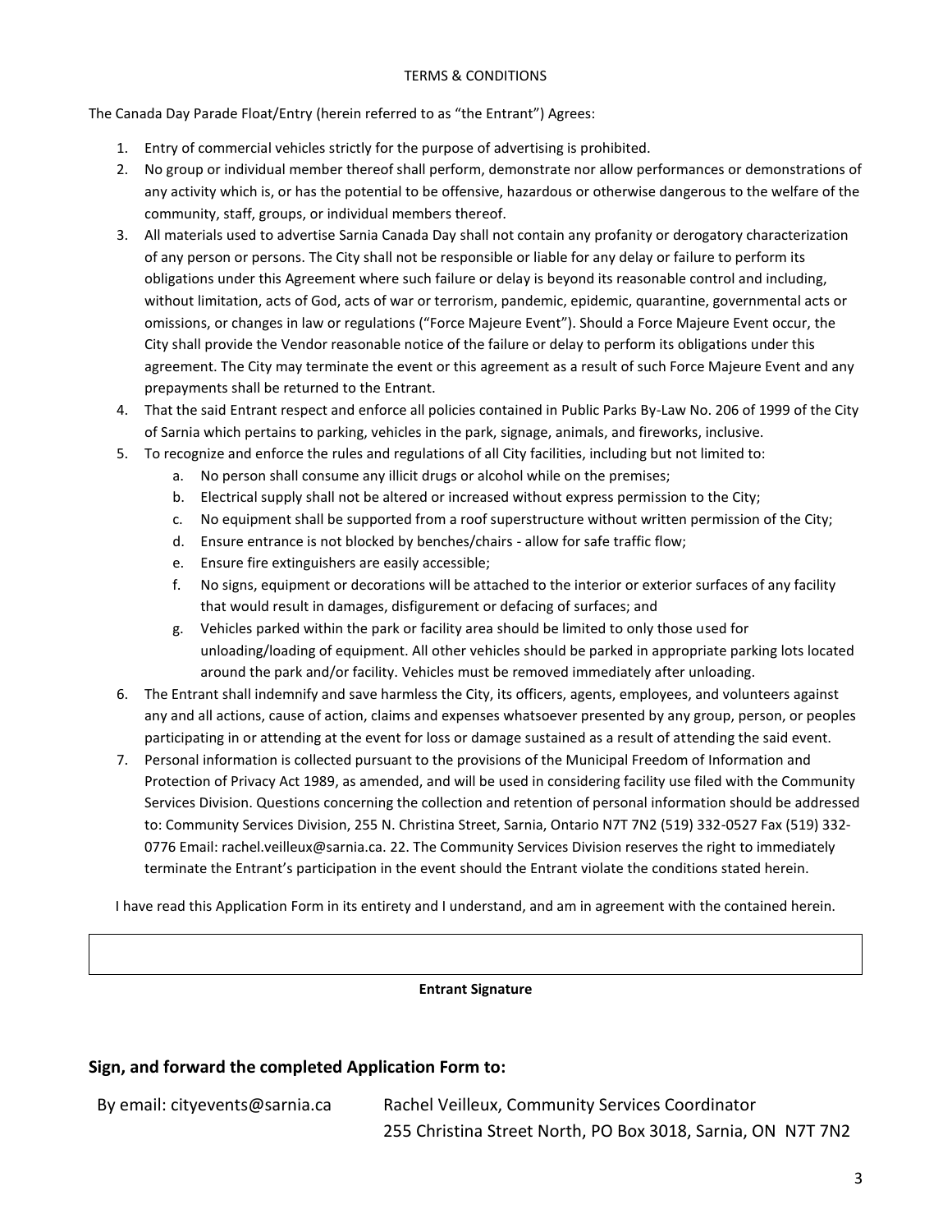TERMS & CONDITIONS

The Canada Day Parade Float/Entry (herein referred to as "the Entrant") Agrees:

1. Entry of commercial vehicles strictly for the purpose of advertising is prohibited.
2. No group or individual member thereof shall perform, demonstrate nor allow performances or demonstrations of any activity which is, or has the potential to be offensive, hazardous or otherwise dangerous to the welfare of the community, staff, groups, or individual members thereof.
3. All materials used to advertise Sarnia Canada Day shall not contain any profanity or derogatory characterization of any person or persons. The City shall not be responsible or liable for any delay or failure to perform its obligations under this Agreement where such failure or delay is beyond its reasonable control and including, without limitation, acts of God, acts of war or terrorism, pandemic, epidemic, quarantine, governmental acts or omissions, or changes in law or regulations ("Force Majeure Event"). Should a Force Majeure Event occur, the City shall provide the Vendor reasonable notice of the failure or delay to perform its obligations under this agreement. The City may terminate the event or this agreement as a result of such Force Majeure Event and any prepayments shall be returned to the Entrant.
4. That the said Entrant respect and enforce all policies contained in Public Parks By-Law No. 206 of 1999 of the City of Sarnia which pertains to parking, vehicles in the park, signage, animals, and fireworks, inclusive.
5. To recognize and enforce the rules and regulations of all City facilities, including but not limited to:
   a. No person shall consume any illicit drugs or alcohol while on the premises;
   b. Electrical supply shall not be altered or increased without express permission to the City;
   c. No equipment shall be supported from a roof superstructure without written permission of the City;
   d. Ensure entrance is not blocked by benches/chairs - allow for safe traffic flow;
   e. Ensure fire extinguishers are easily accessible;
   f. No signs, equipment or decorations will be attached to the interior or exterior surfaces of any facility that would result in damages, disfigurement or defacing of surfaces; and
   g. Vehicles parked within the park or facility area should be limited to only those used for unloading/loading of equipment. All other vehicles should be parked in appropriate parking lots located around the park and/or facility. Vehicles must be removed immediately after unloading.
6. The Entrant shall indemnify and save harmless the City, its officers, agents, employees, and volunteers against any and all actions, cause of action, claims and expenses whatsoever presented by any group, person, or peoples participating in or attending at the event for loss or damage sustained as a result of attending the said event.
7. Personal information is collected pursuant to the provisions of the Municipal Freedom of Information and Protection of Privacy Act 1989, as amended, and will be used in considering facility use filed with the Community Services Division. Questions concerning the collection and retention of personal information should be addressed to: Community Services Division, 255 N. Christina Street, Sarnia, Ontario N7T 7N2 (519) 332-0527 Fax (519) 332-0776 Email: rachel.veilleux@sarnia.ca. 22. The Community Services Division reserves the right to immediately terminate the Entrant's participation in the event should the Entrant violate the conditions stated herein.

I have read this Application Form in its entirety and I understand, and am in agreement with the contained herein.

**Entrant Signature**

## Sign, and forward the completed Application Form to:

By email: cityevents@sarnia.ca

Rachel Veilleux, Community Services Coordinator
255 Christina Street North, PO Box 3018, Sarnia, ON N7T 7N2